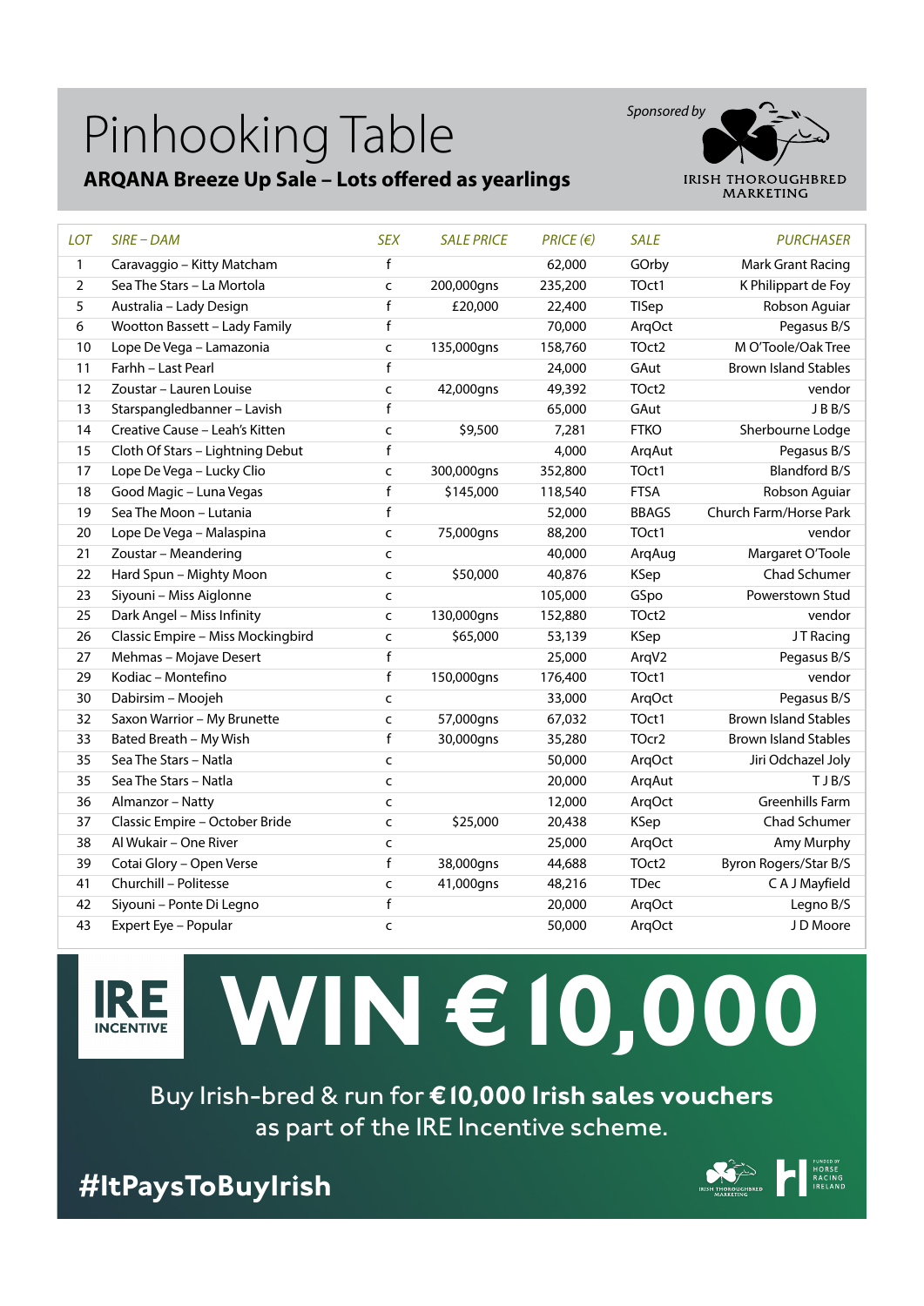# Pinhooking Table

## ARQANA Breeze Up Sale – Lots offered as yearlings

Sponsored by IRISH THOROUGHBRED MARKETING

| LOT | SIRE – DAM | SEX | SALE PRICE | PRICE (€) | SALE | PURCHASER |
|---|---|---|---|---|---|---|
| 1 | Caravaggio – Kitty Matcham | f | | 62,000 | GOrby | Mark Grant Racing |
| 2 | Sea The Stars – La Mortola | c | 200,000gns | 235,200 | TOct1 | K Philippart de Foy |
| 5 | Australia – Lady Design | f | £20,000 | 22,400 | TISep | Robson Aguiar |
| 6 | Wootton Bassett – Lady Family | f | | 70,000 | ArqOct | Pegasus B/S |
| 10 | Lope De Vega – Lamazonia | c | 135,000gns | 158,760 | TOct2 | M O'Toole/Oak Tree |
| 11 | Farhh – Last Pearl | f | | 24,000 | GAut | Brown Island Stables |
| 12 | Zoustar – Lauren Louise | c | 42,000gns | 49,392 | TOct2 | vendor |
| 13 | Starspangledbanner – Lavish | f | | 65,000 | GAut | J B B/S |
| 14 | Creative Cause – Leah's Kitten | c | $9,500 | 7,281 | FTKO | Sherbourne Lodge |
| 15 | Cloth Of Stars – Lightning Debut | f | | 4,000 | ArqAut | Pegasus B/S |
| 17 | Lope De Vega – Lucky Clio | c | 300,000gns | 352,800 | TOct1 | Blandford B/S |
| 18 | Good Magic – Luna Vegas | f | $145,000 | 118,540 | FTSA | Robson Aguiar |
| 19 | Sea The Moon – Lutania | f | | 52,000 | BBAGS | Church Farm/Horse Park |
| 20 | Lope De Vega – Malaspina | c | 75,000gns | 88,200 | TOct1 | vendor |
| 21 | Zoustar – Meandering | c | | 40,000 | ArqAug | Margaret O'Toole |
| 22 | Hard Spun – Mighty Moon | c | $50,000 | 40,876 | KSep | Chad Schumer |
| 23 | Siyouni – Miss Aiglonne | c | | 105,000 | GSpo | Powerstown Stud |
| 25 | Dark Angel – Miss Infinity | c | 130,000gns | 152,880 | TOct2 | vendor |
| 26 | Classic Empire – Miss Mockingbird | c | $65,000 | 53,139 | KSep | J T Racing |
| 27 | Mehmas – Mojave Desert | f | | 25,000 | ArqV2 | Pegasus B/S |
| 29 | Kodiac – Montefino | f | 150,000gns | 176,400 | TOct1 | vendor |
| 30 | Dabirsim – Moojeh | c | | 33,000 | ArqOct | Pegasus B/S |
| 32 | Saxon Warrior – My Brunette | c | 57,000gns | 67,032 | TOct1 | Brown Island Stables |
| 33 | Bated Breath – My Wish | f | 30,000gns | 35,280 | TOcr2 | Brown Island Stables |
| 35 | Sea The Stars – Natla | c | | 50,000 | ArqOct | Jiri Odchazel Joly |
| 35 | Sea The Stars – Natla | c | | 20,000 | ArqAut | T J B/S |
| 36 | Almanzor – Natty | c | | 12,000 | ArqOct | Greenhills Farm |
| 37 | Classic Empire – October Bride | c | $25,000 | 20,438 | KSep | Chad Schumer |
| 38 | Al Wukair – One River | c | | 25,000 | ArqOct | Amy Murphy |
| 39 | Cotai Glory – Open Verse | f | 38,000gns | 44,688 | TOct2 | Byron Rogers/Star B/S |
| 41 | Churchill – Politesse | c | 41,000gns | 48,216 | TDec | C A J Mayfield |
| 42 | Siyouni – Ponte Di Legno | f | | 20,000 | ArqOct | Legno B/S |
| 43 | Expert Eye – Popular | c | | 50,000 | ArqOct | J D Moore |

**IRE INCENTIVE**

# WIN €10,000

Buy Irish-bred & run for **€10,000 Irish sales vouchers** as part of the IRE Incentive scheme.

**#ItPaysToBuyIrish**

IRISH THOROUGHBRED MARKETING — FUNDED BY HORSE RACING IRELAND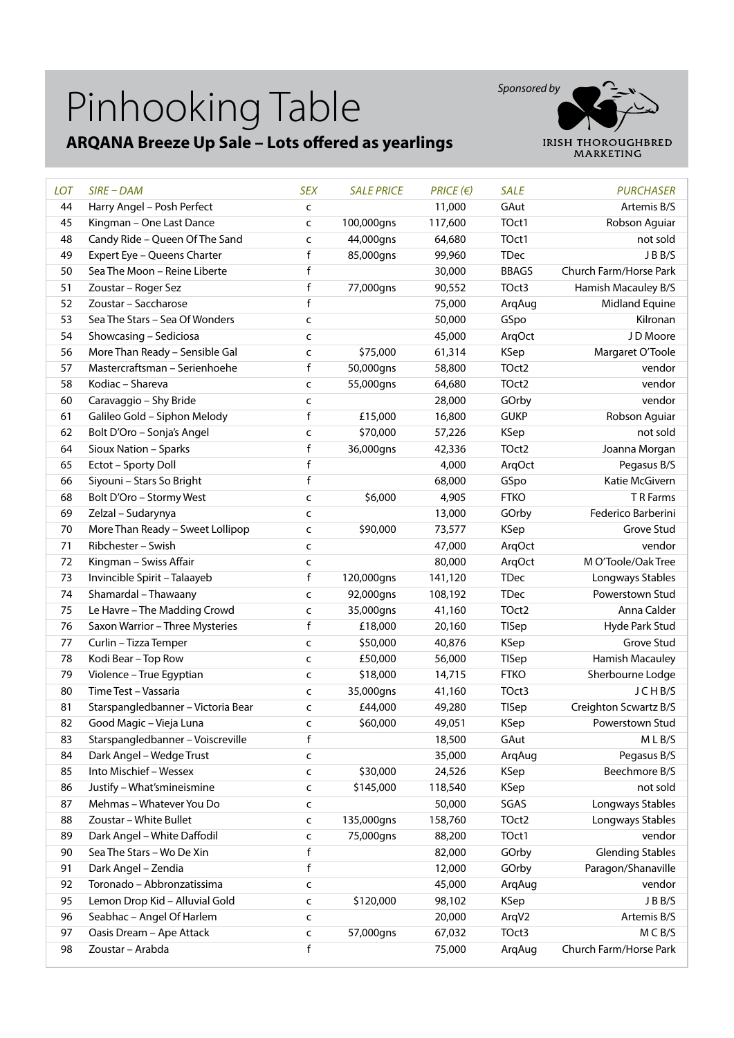# Pinhooking Table

## ARQANA Breeze Up Sale – Lots offered as yearlings

Sponsored by IRISH THOROUGHBRED MARKETING

| LOT | SIRE – DAM | SEX | SALE PRICE | PRICE (€) | SALE | PURCHASER |
|---|---|---|---|---|---|---|
| 44 | Harry Angel – Posh Perfect | c | | 11,000 | GAut | Artemis B/S |
| 45 | Kingman – One Last Dance | c | 100,000gns | 117,600 | TOct1 | Robson Aguiar |
| 48 | Candy Ride – Queen Of The Sand | c | 44,000gns | 64,680 | TOct1 | not sold |
| 49 | Expert Eye – Queens Charter | f | 85,000gns | 99,960 | TDec | J B B/S |
| 50 | Sea The Moon – Reine Liberte | f | | 30,000 | BBAGS | Church Farm/Horse Park |
| 51 | Zoustar – Roger Sez | f | 77,000gns | 90,552 | TOct3 | Hamish Macauley B/S |
| 52 | Zoustar – Saccharose | f | | 75,000 | ArqAug | Midland Equine |
| 53 | Sea The Stars – Sea Of Wonders | c | | 50,000 | GSpo | Kilronan |
| 54 | Showcasing – Sediciosa | c | | 45,000 | ArqOct | J D Moore |
| 56 | More Than Ready – Sensible Gal | c | $75,000 | 61,314 | KSep | Margaret O'Toole |
| 57 | Mastercraftsman – Serienhoehe | f | 50,000gns | 58,800 | TOct2 | vendor |
| 58 | Kodiac – Shareva | c | 55,000gns | 64,680 | TOct2 | vendor |
| 60 | Caravaggio – Shy Bride | c | | 28,000 | GOrby | vendor |
| 61 | Galileo Gold – Siphon Melody | f | £15,000 | 16,800 | GUKP | Robson Aguiar |
| 62 | Bolt D'Oro – Sonja's Angel | c | $70,000 | 57,226 | KSep | not sold |
| 64 | Sioux Nation – Sparks | f | 36,000gns | 42,336 | TOct2 | Joanna Morgan |
| 65 | Ectot – Sporty Doll | f | | 4,000 | ArqOct | Pegasus B/S |
| 66 | Siyouni – Stars So Bright | f | | 68,000 | GSpo | Katie McGivern |
| 68 | Bolt D'Oro – Stormy West | c | $6,000 | 4,905 | FTKO | T R Farms |
| 69 | Zelzal – Sudarynya | c | | 13,000 | GOrby | Federico Barberini |
| 70 | More Than Ready – Sweet Lollipop | c | $90,000 | 73,577 | KSep | Grove Stud |
| 71 | Ribchester – Swish | c | | 47,000 | ArqOct | vendor |
| 72 | Kingman – Swiss Affair | c | | 80,000 | ArqOct | M O'Toole/Oak Tree |
| 73 | Invincible Spirit – Talaayeb | f | 120,000gns | 141,120 | TDec | Longways Stables |
| 74 | Shamardal – Thawaany | c | 92,000gns | 108,192 | TDec | Powerstown Stud |
| 75 | Le Havre – The Madding Crowd | c | 35,000gns | 41,160 | TOct2 | Anna Calder |
| 76 | Saxon Warrior – Three Mysteries | f | £18,000 | 20,160 | TISep | Hyde Park Stud |
| 77 | Curlin – Tizza Temper | c | $50,000 | 40,876 | KSep | Grove Stud |
| 78 | Kodi Bear – Top Row | c | £50,000 | 56,000 | TISep | Hamish Macauley |
| 79 | Violence – True Egyptian | c | $18,000 | 14,715 | FTKO | Sherbourne Lodge |
| 80 | Time Test – Vassaria | c | 35,000gns | 41,160 | TOct3 | J C H B/S |
| 81 | Starspangledbanner – Victoria Bear | c | £44,000 | 49,280 | TISep | Creighton Scwartz B/S |
| 82 | Good Magic – Vieja Luna | c | $60,000 | 49,051 | KSep | Powerstown Stud |
| 83 | Starspangledbanner – Voiscreville | f | | 18,500 | GAut | M L B/S |
| 84 | Dark Angel – Wedge Trust | c | | 35,000 | ArqAug | Pegasus B/S |
| 85 | Into Mischief – Wessex | c | $30,000 | 24,526 | KSep | Beechmore B/S |
| 86 | Justify – What'smineismine | c | $145,000 | 118,540 | KSep | not sold |
| 87 | Mehmas – Whatever You Do | c | | 50,000 | SGAS | Longways Stables |
| 88 | Zoustar – White Bullet | c | 135,000gns | 158,760 | TOct2 | Longways Stables |
| 89 | Dark Angel – White Daffodil | c | 75,000gns | 88,200 | TOct1 | vendor |
| 90 | Sea The Stars – Wo De Xin | f | | 82,000 | GOrby | Glending Stables |
| 91 | Dark Angel – Zendia | f | | 12,000 | GOrby | Paragon/Shanaville |
| 92 | Toronado – Abbronzatissima | c | | 45,000 | ArqAug | vendor |
| 95 | Lemon Drop Kid – Alluvial Gold | c | $120,000 | 98,102 | KSep | J B B/S |
| 96 | Seabhac – Angel Of Harlem | c | | 20,000 | ArqV2 | Artemis B/S |
| 97 | Oasis Dream – Ape Attack | c | 57,000gns | 67,032 | TOct3 | M C B/S |
| 98 | Zoustar – Arabda | f | | 75,000 | ArqAug | Church Farm/Horse Park |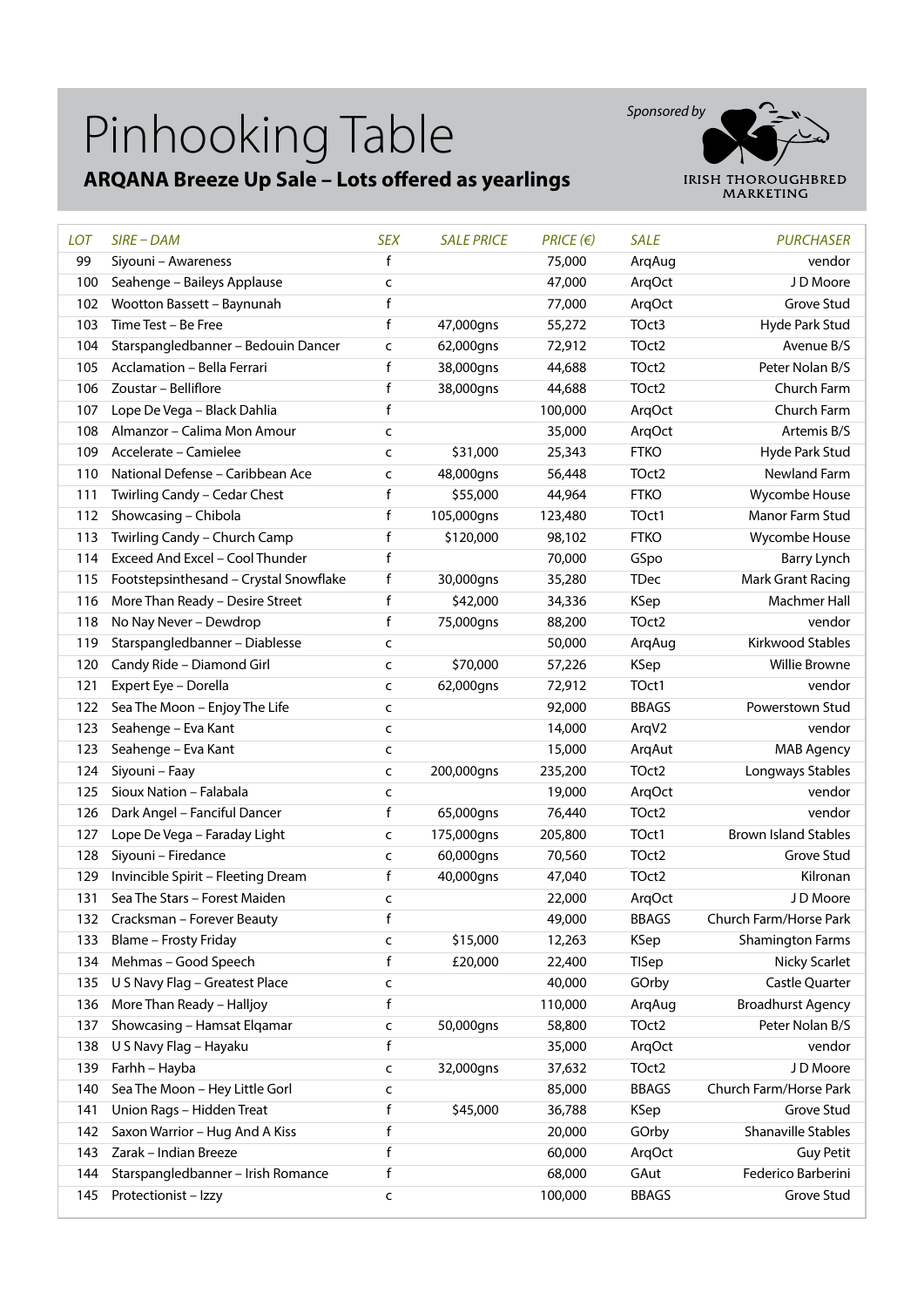# Pinhooking Table

**ARQANA Breeze Up Sale – Lots offered as yearlings**

Sponsored by IRISH THOROUGHBRED MARKETING

| LOT | SIRE – DAM | SEX | SALE PRICE | PRICE (€) | SALE | PURCHASER |
|---|---|---|---|---|---|---|
| 99 | Siyouni – Awareness | f | | 75,000 | ArqAug | vendor |
| 100 | Seahenge – Baileys Applause | c | | 47,000 | ArqOct | J D Moore |
| 102 | Wootton Bassett – Baynunah | f | | 77,000 | ArqOct | Grove Stud |
| 103 | Time Test – Be Free | f | 47,000gns | 55,272 | TOct3 | Hyde Park Stud |
| 104 | Starspangledbanner – Bedouin Dancer | c | 62,000gns | 72,912 | TOct2 | Avenue B/S |
| 105 | Acclamation – Bella Ferrari | f | 38,000gns | 44,688 | TOct2 | Peter Nolan B/S |
| 106 | Zoustar – Belliflore | f | 38,000gns | 44,688 | TOct2 | Church Farm |
| 107 | Lope De Vega – Black Dahlia | f | | 100,000 | ArqOct | Church Farm |
| 108 | Almanzor – Calima Mon Amour | c | | 35,000 | ArqOct | Artemis B/S |
| 109 | Accelerate – Camielee | c | $31,000 | 25,343 | FTKO | Hyde Park Stud |
| 110 | National Defense – Caribbean Ace | c | 48,000gns | 56,448 | TOct2 | Newland Farm |
| 111 | Twirling Candy – Cedar Chest | f | $55,000 | 44,964 | FTKO | Wycombe House |
| 112 | Showcasing – Chibola | f | 105,000gns | 123,480 | TOct1 | Manor Farm Stud |
| 113 | Twirling Candy – Church Camp | f | $120,000 | 98,102 | FTKO | Wycombe House |
| 114 | Exceed And Excel – Cool Thunder | f | | 70,000 | GSpo | Barry Lynch |
| 115 | Footstepsinthesand – Crystal Snowflake | f | 30,000gns | 35,280 | TDec | Mark Grant Racing |
| 116 | More Than Ready – Desire Street | f | $42,000 | 34,336 | KSep | Machmer Hall |
| 118 | No Nay Never – Dewdrop | f | 75,000gns | 88,200 | TOct2 | vendor |
| 119 | Starspangledbanner – Diablesse | c | | 50,000 | ArqAug | Kirkwood Stables |
| 120 | Candy Ride – Diamond Girl | c | $70,000 | 57,226 | KSep | Willie Browne |
| 121 | Expert Eye – Dorella | c | 62,000gns | 72,912 | TOct1 | vendor |
| 122 | Sea The Moon – Enjoy The Life | c | | 92,000 | BBAGS | Powerstown Stud |
| 123 | Seahenge – Eva Kant | c | | 14,000 | ArqV2 | vendor |
| 123 | Seahenge – Eva Kant | c | | 15,000 | ArqAut | MAB Agency |
| 124 | Siyouni – Faay | c | 200,000gns | 235,200 | TOct2 | Longways Stables |
| 125 | Sioux Nation – Falabala | c | | 19,000 | ArqOct | vendor |
| 126 | Dark Angel – Fanciful Dancer | f | 65,000gns | 76,440 | TOct2 | vendor |
| 127 | Lope De Vega – Faraday Light | c | 175,000gns | 205,800 | TOct1 | Brown Island Stables |
| 128 | Siyouni – Firedance | c | 60,000gns | 70,560 | TOct2 | Grove Stud |
| 129 | Invincible Spirit – Fleeting Dream | f | 40,000gns | 47,040 | TOct2 | Kilronan |
| 131 | Sea The Stars – Forest Maiden | c | | 22,000 | ArqOct | J D Moore |
| 132 | Cracksman – Forever Beauty | f | | 49,000 | BBAGS | Church Farm/Horse Park |
| 133 | Blame – Frosty Friday | c | $15,000 | 12,263 | KSep | Shamington Farms |
| 134 | Mehmas – Good Speech | f | £20,000 | 22,400 | TISep | Nicky Scarlet |
| 135 | U S Navy Flag – Greatest Place | c | | 40,000 | GOrby | Castle Quarter |
| 136 | More Than Ready – Halljoy | f | | 110,000 | ArqAug | Broadhurst Agency |
| 137 | Showcasing – Hamsat Elqamar | c | 50,000gns | 58,800 | TOct2 | Peter Nolan B/S |
| 138 | U S Navy Flag – Hayaku | f | | 35,000 | ArqOct | vendor |
| 139 | Farhh – Hayba | c | 32,000gns | 37,632 | TOct2 | J D Moore |
| 140 | Sea The Moon – Hey Little Gorl | c | | 85,000 | BBAGS | Church Farm/Horse Park |
| 141 | Union Rags – Hidden Treat | f | $45,000 | 36,788 | KSep | Grove Stud |
| 142 | Saxon Warrior – Hug And A Kiss | f | | 20,000 | GOrby | Shanaville Stables |
| 143 | Zarak – Indian Breeze | f | | 60,000 | ArqOct | Guy Petit |
| 144 | Starspangledbanner – Irish Romance | f | | 68,000 | GAut | Federico Barberini |
| 145 | Protectionist – Izzy | c | | 100,000 | BBAGS | Grove Stud |